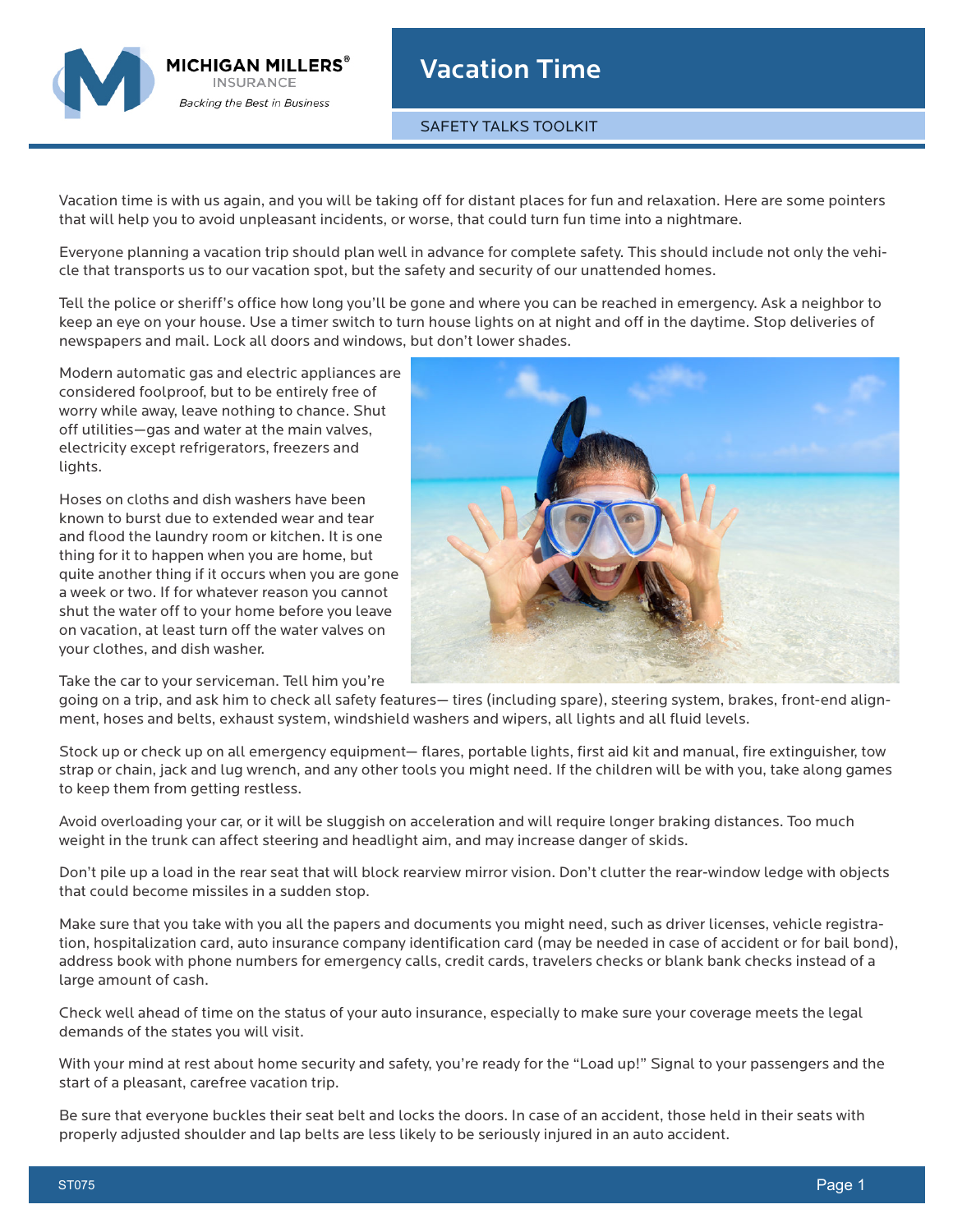MICHIGAN MILLERS®
INSURANCE
*Backing the Best in Business*

# Vacation Time

SAFETY TALKS TOOLKIT

Vacation time is with us again, and you will be taking off for distant places for fun and relaxation. Here are some pointers that will help you to avoid unpleasant incidents, or worse, that could turn fun time into a nightmare.

Everyone planning a vacation trip should plan well in advance for complete safety. This should include not only the vehicle that transports us to our vacation spot, but the safety and security of our unattended homes.

Tell the police or sheriff's office how long you'll be gone and where you can be reached in emergency. Ask a neighbor to keep an eye on your house. Use a timer switch to turn house lights on at night and off in the daytime. Stop deliveries of newspapers and mail. Lock all doors and windows, but don't lower shades.

Modern automatic gas and electric appliances are considered foolproof, but to be entirely free of worry while away, leave nothing to chance. Shut off utilities—gas and water at the main valves, electricity except refrigerators, freezers and lights.

Hoses on cloths and dish washers have been known to burst due to extended wear and tear and flood the laundry room or kitchen. It is one thing for it to happen when you are home, but quite another thing if it occurs when you are gone a week or two. If for whatever reason you cannot shut the water off to your home before you leave on vacation, at least turn off the water valves on your clothes, and dish washer.

Take the car to your serviceman. Tell him you're going on a trip, and ask him to check all safety features— tires (including spare), steering system, brakes, front-end alignment, hoses and belts, exhaust system, windshield washers and wipers, all lights and all fluid levels.

Stock up or check up on all emergency equipment— flares, portable lights, first aid kit and manual, fire extinguisher, tow strap or chain, jack and lug wrench, and any other tools you might need. If the children will be with you, take along games to keep them from getting restless.

Avoid overloading your car, or it will be sluggish on acceleration and will require longer braking distances. Too much weight in the trunk can affect steering and headlight aim, and may increase danger of skids.

Don't pile up a load in the rear seat that will block rearview mirror vision. Don't clutter the rear-window ledge with objects that could become missiles in a sudden stop.

Make sure that you take with you all the papers and documents you might need, such as driver licenses, vehicle registration, hospitalization card, auto insurance company identification card (may be needed in case of accident or for bail bond), address book with phone numbers for emergency calls, credit cards, travelers checks or blank bank checks instead of a large amount of cash.

Check well ahead of time on the status of your auto insurance, especially to make sure your coverage meets the legal demands of the states you will visit.

With your mind at rest about home security and safety, you're ready for the "Load up!" Signal to your passengers and the start of a pleasant, carefree vacation trip.

Be sure that everyone buckles their seat belt and locks the doors. In case of an accident, those held in their seats with properly adjusted shoulder and lap belts are less likely to be seriously injured in an auto accident.

ST075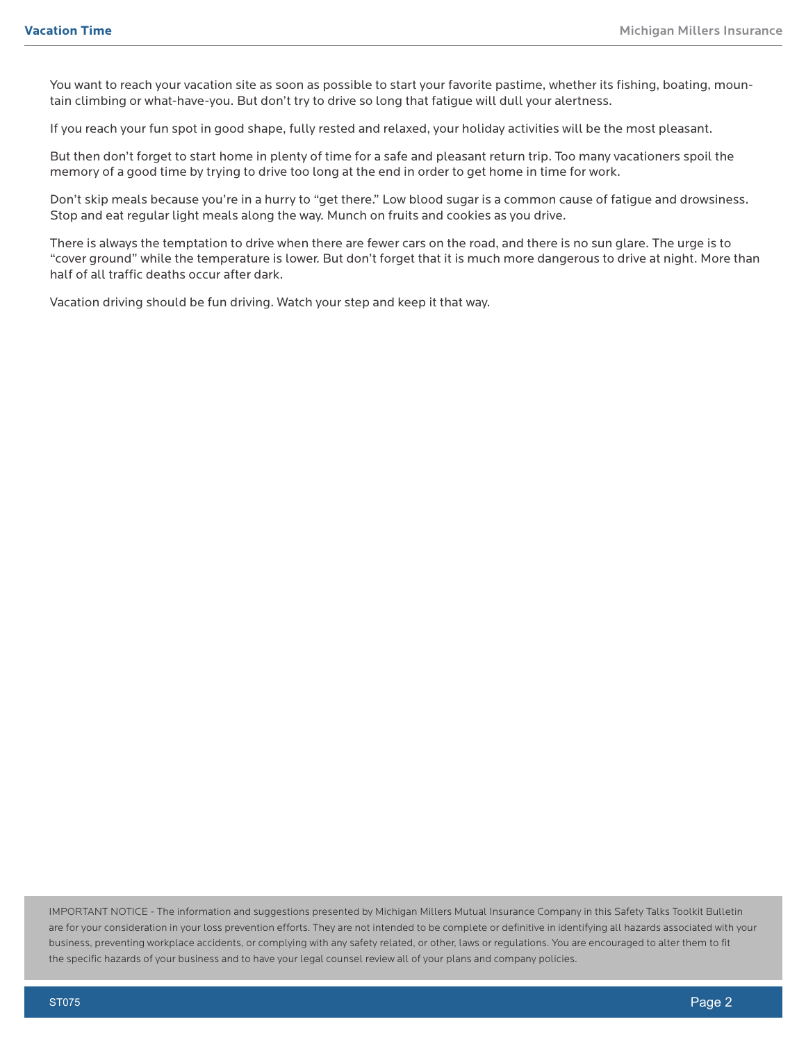You want to reach your vacation site as soon as possible to start your favorite pastime, whether its fishing, boating, mountain climbing or what-have-you. But don't try to drive so long that fatigue will dull your alertness.

If you reach your fun spot in good shape, fully rested and relaxed, your holiday activities will be the most pleasant.

But then don't forget to start home in plenty of time for a safe and pleasant return trip. Too many vacationers spoil the memory of a good time by trying to drive too long at the end in order to get home in time for work.

Don't skip meals because you're in a hurry to "get there." Low blood sugar is a common cause of fatigue and drowsiness. Stop and eat regular light meals along the way. Munch on fruits and cookies as you drive.

There is always the temptation to drive when there are fewer cars on the road, and there is no sun glare. The urge is to "cover ground" while the temperature is lower. But don't forget that it is much more dangerous to drive at night. More than half of all traffic deaths occur after dark.

Vacation driving should be fun driving. Watch your step and keep it that way.

IMPORTANT NOTICE - The information and suggestions presented by Michigan Millers Mutual Insurance Company in this Safety Talks Toolkit Bulletin are for your consideration in your loss prevention efforts. They are not intended to be complete or definitive in identifying all hazards associated with your business, preventing workplace accidents, or complying with any safety related, or other, laws or regulations. You are encouraged to alter them to fit the specific hazards of your business and to have your legal counsel review all of your plans and company policies.

ST075